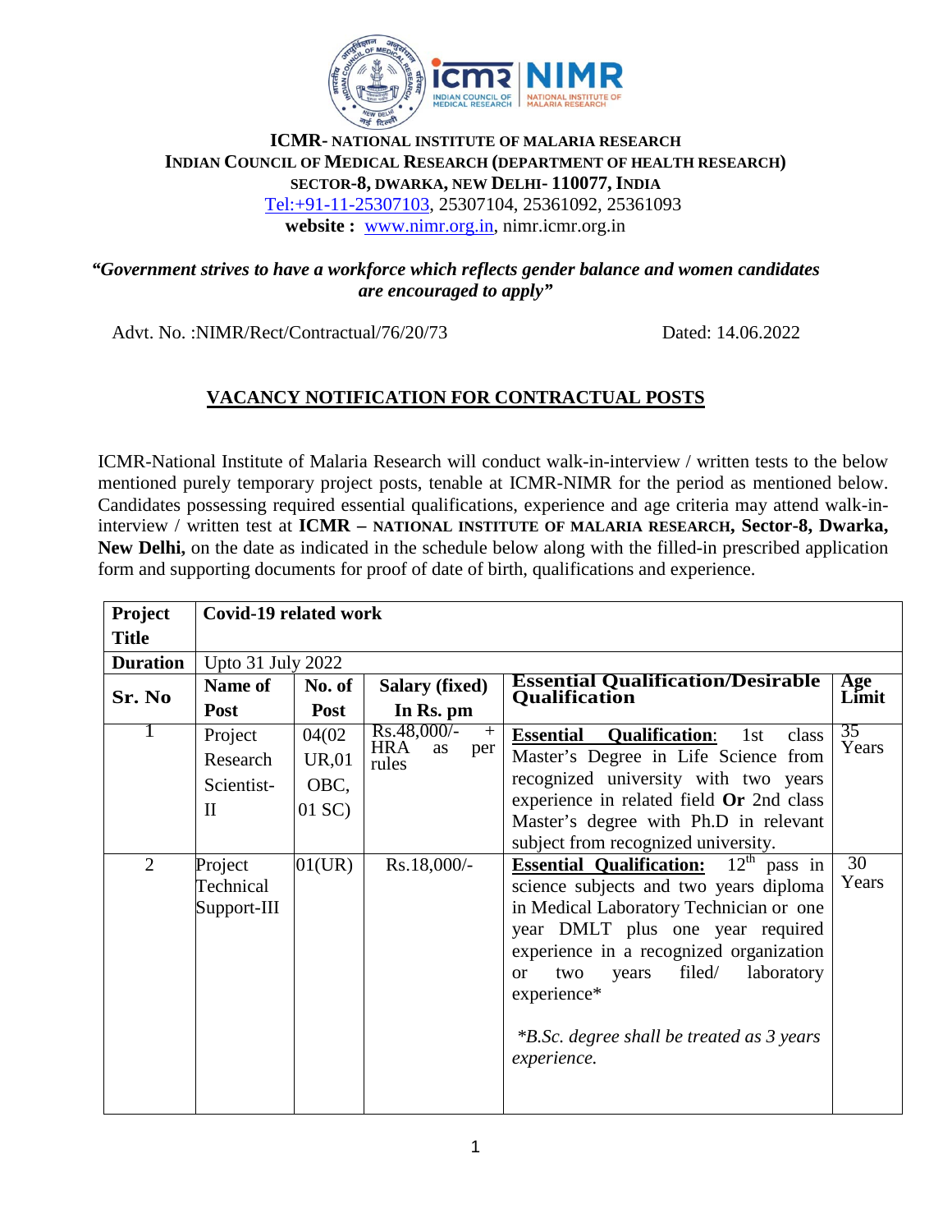**ICMR- NATIONAL INSTITUTE OF MALARIA RESEARCH**
**INDIAN COUNCIL OF MEDICAL RESEARCH (DEPARTMENT OF HEALTH RESEARCH)**
**SECTOR-8, DWARKA, NEW DELHI- 110077, INDIA**
Tel:+91-11-25307103, 25307104, 25361092, 25361093
**website :** www.nimr.org.in, nimr.icmr.org.in

***"Government strives to have a workforce which reflects gender balance and women candidates are encouraged to apply"***

Advt. No. :NIMR/Rect/Contractual/76/20/73 Dated: 14.06.2022

## VACANCY NOTIFICATION FOR CONTRACTUAL POSTS

ICMR-National Institute of Malaria Research will conduct walk-in-interview / written tests to the below mentioned purely temporary project posts, tenable at ICMR-NIMR for the period as mentioned below. Candidates possessing required essential qualifications, experience and age criteria may attend walk-in-interview / written test at **ICMR – NATIONAL INSTITUTE OF MALARIA RESEARCH, Sector-8, Dwarka, New Delhi,** on the date as indicated in the schedule below along with the filled-in prescribed application form and supporting documents for proof of date of birth, qualifications and experience.

| **Project Title** | **Covid-19 related work** | | | | |
|---|---|---|---|---|---|
| **Duration** | Upto 31 July 2022 | | | | |
| **Sr. No** | **Name of Post** | **No. of Post** | **Salary (fixed) In Rs. pm** | **Essential Qualification/Desirable Qualification** | **Age Limit** |
| 1 | Project Research Scientist-II | 04(02 UR,01 OBC, 01 SC) | Rs.48,000/- + HRA as per rules | **Essential Qualification**: 1st class Master's Degree in Life Science from recognized university with two years experience in related field **Or** 2nd class Master's degree with Ph.D in relevant subject from recognized university. | 35 Years |
| 2 | Project Technical Support-III | 01(UR) | Rs.18,000/- | **Essential Qualification:** 12th pass in science subjects and two years diploma in Medical Laboratory Technician or one year DMLT plus one year required experience in a recognized organization or two years filed/ laboratory experience* <br><br> *\*B.Sc. degree shall be treated as 3 years experience.* | 30 Years |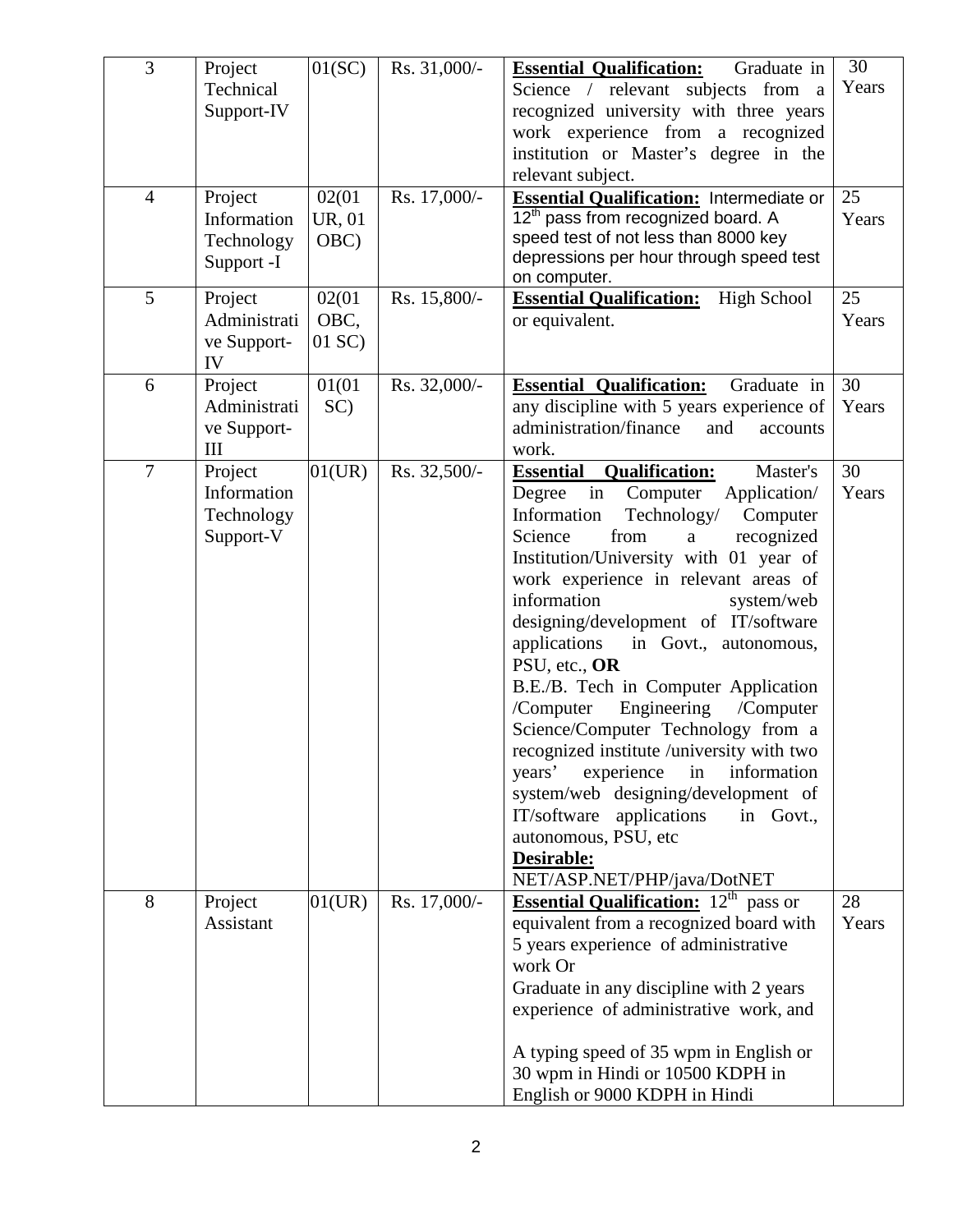| 3 | Project Technical Support-IV | 01(SC) | Rs. 31,000/- | **Essential Qualification:** Graduate in Science / relevant subjects from a recognized university with three years work experience from a recognized institution or Master's degree in the relevant subject. | 30 Years |
|---|---|---|---|---|---|
| 4 | Project Information Technology Support -I | 02(01 UR, 01 OBC) | Rs. 17,000/- | **Essential Qualification:** Intermediate or 12th pass from recognized board. A speed test of not less than 8000 key depressions per hour through speed test on computer. | 25 Years |
| 5 | Project Administrative Support-IV | 02(01 OBC, 01 SC) | Rs. 15,800/- | **Essential Qualification:** High School or equivalent. | 25 Years |
| 6 | Project Administrative Support-III | 01(01 SC) | Rs. 32,000/- | **Essential Qualification:** Graduate in any discipline with 5 years experience of administration/finance and accounts work. | 30 Years |
| 7 | Project Information Technology Support-V | 01(UR) | Rs. 32,500/- | **Essential Qualification:** Master's Degree in Computer Application/ Information Technology/ Computer Science from a recognized Institution/University with 01 year of work experience in relevant areas of information system/web designing/development of IT/software applications in Govt., autonomous, PSU, etc., **OR** B.E./B. Tech in Computer Application /Computer Engineering /Computer Science/Computer Technology from a recognized institute /university with two years' experience in information system/web designing/development of IT/software applications in Govt., autonomous, PSU, etc **Desirable:** NET/ASP.NET/PHP/java/DotNET | 30 Years |
| 8 | Project Assistant | 01(UR) | Rs. 17,000/- | **Essential Qualification:** 12th pass or equivalent from a recognized board with 5 years experience of administrative work Or Graduate in any discipline with 2 years experience of administrative work, and A typing speed of 35 wpm in English or 30 wpm in Hindi or 10500 KDPH in English or 9000 KDPH in Hindi | 28 Years |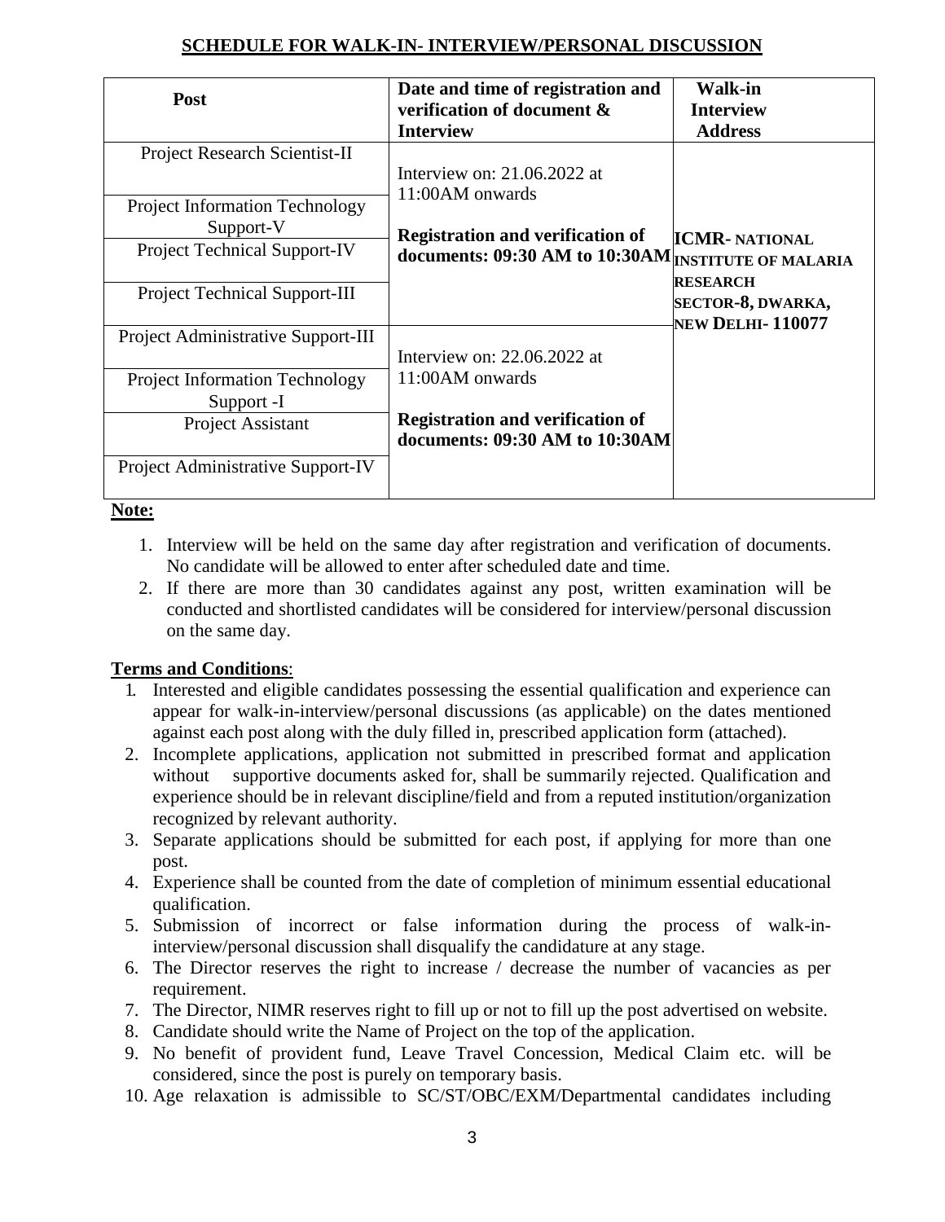## SCHEDULE FOR WALK-IN- INTERVIEW/PERSONAL DISCUSSION

| Post | Date and time of registration and verification of document & Interview | Walk-in Interview Address |
|---|---|---|
| Project Research Scientist-II | Interview on: 21.06.2022 at 11:00AM onwards<br><br>**Registration and verification of documents: 09:30 AM to 10:30AM** | **ICMR- NATIONAL INSTITUTE OF MALARIA RESEARCH SECTOR-8, DWARKA, NEW DELHI- 110077** |
| Project Information Technology Support-V | | |
| Project Technical Support-IV | | |
| Project Technical Support-III | | |
| Project Administrative Support-III | Interview on: 22.06.2022 at 11:00AM onwards<br><br>**Registration and verification of documents: 09:30 AM to 10:30AM** | |
| Project Information Technology Support -I | | |
| Project Assistant | | |
| Project Administrative Support-IV | | |

**Note:**

1. Interview will be held on the same day after registration and verification of documents. No candidate will be allowed to enter after scheduled date and time.
2. If there are more than 30 candidates against any post, written examination will be conducted and shortlisted candidates will be considered for interview/personal discussion on the same day.

**Terms and Conditions**:

1. Interested and eligible candidates possessing the essential qualification and experience can appear for walk-in-interview/personal discussions (as applicable) on the dates mentioned against each post along with the duly filled in, prescribed application form (attached).
2. Incomplete applications, application not submitted in prescribed format and application without supportive documents asked for, shall be summarily rejected. Qualification and experience should be in relevant discipline/field and from a reputed institution/organization recognized by relevant authority.
3. Separate applications should be submitted for each post, if applying for more than one post.
4. Experience shall be counted from the date of completion of minimum essential educational qualification.
5. Submission of incorrect or false information during the process of walk-in-interview/personal discussion shall disqualify the candidature at any stage.
6. The Director reserves the right to increase / decrease the number of vacancies as per requirement.
7. The Director, NIMR reserves right to fill up or not to fill up the post advertised on website.
8. Candidate should write the Name of Project on the top of the application.
9. No benefit of provident fund, Leave Travel Concession, Medical Claim etc. will be considered, since the post is purely on temporary basis.
10. Age relaxation is admissible to SC/ST/OBC/EXM/Departmental candidates including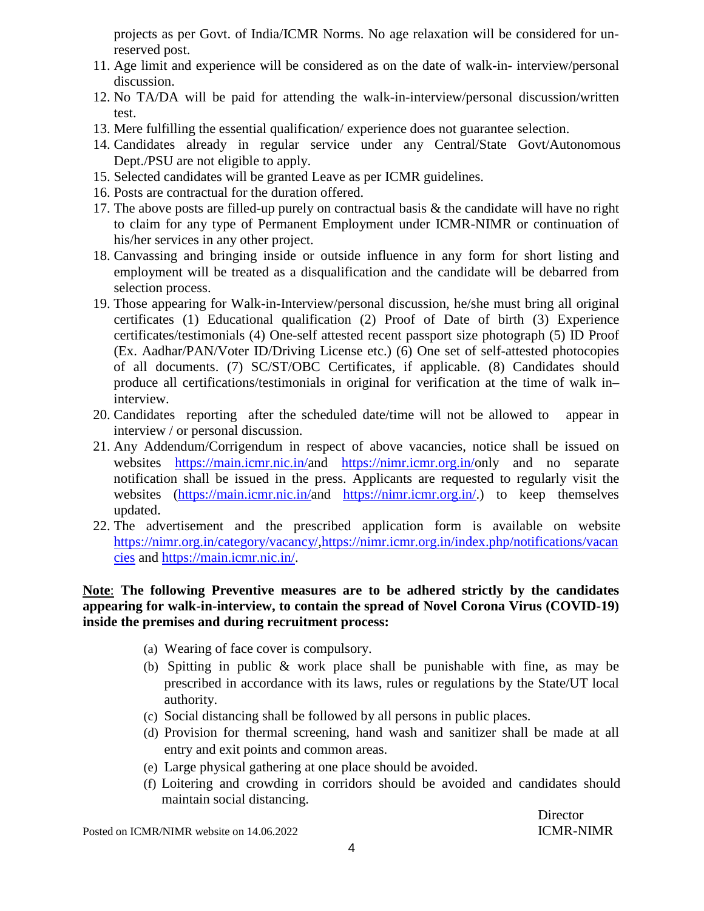projects as per Govt. of India/ICMR Norms. No age relaxation will be considered for un-reserved post.

11. Age limit and experience will be considered as on the date of walk-in- interview/personal discussion.
12. No TA/DA will be paid for attending the walk-in-interview/personal discussion/written test.
13. Mere fulfilling the essential qualification/ experience does not guarantee selection.
14. Candidates already in regular service under any Central/State Govt/Autonomous Dept./PSU are not eligible to apply.
15. Selected candidates will be granted Leave as per ICMR guidelines.
16. Posts are contractual for the duration offered.
17. The above posts are filled-up purely on contractual basis & the candidate will have no right to claim for any type of Permanent Employment under ICMR-NIMR or continuation of his/her services in any other project.
18. Canvassing and bringing inside or outside influence in any form for short listing and employment will be treated as a disqualification and the candidate will be debarred from selection process.
19. Those appearing for Walk-in-Interview/personal discussion, he/she must bring all original certificates (1) Educational qualification (2) Proof of Date of birth (3) Experience certificates/testimonials (4) One-self attested recent passport size photograph (5) ID Proof (Ex. Aadhar/PAN/Voter ID/Driving License etc.) (6) One set of self-attested photocopies of all documents. (7) SC/ST/OBC Certificates, if applicable. (8) Candidates should produce all certifications/testimonials in original for verification at the time of walk in–interview.
20. Candidates reporting after the scheduled date/time will not be allowed to appear in interview / or personal discussion.
21. Any Addendum/Corrigendum in respect of above vacancies, notice shall be issued on websites https://main.icmr.nic.in/and https://nimr.icmr.org.in/only and no separate notification shall be issued in the press. Applicants are requested to regularly visit the websites (https://main.icmr.nic.in/and https://nimr.icmr.org.in/.) to keep themselves updated.
22. The advertisement and the prescribed application form is available on website https://nimr.org.in/category/vacancy/,https://nimr.icmr.org.in/index.php/notifications/vacancies and https://main.icmr.nic.in/.

**Note: The following Preventive measures are to be adhered strictly by the candidates appearing for walk-in-interview, to contain the spread of Novel Corona Virus (COVID-19) inside the premises and during recruitment process:**

(a) Wearing of face cover is compulsory.

(b) Spitting in public & work place shall be punishable with fine, as may be prescribed in accordance with its laws, rules or regulations by the State/UT local authority.

(c) Social distancing shall be followed by all persons in public places.

(d) Provision for thermal screening, hand wash and sanitizer shall be made at all entry and exit points and common areas.

(e) Large physical gathering at one place should be avoided.

(f) Loitering and crowding in corridors should be avoided and candidates should maintain social distancing.

Director
ICMR-NIMR

Posted on ICMR/NIMR website on 14.06.2022